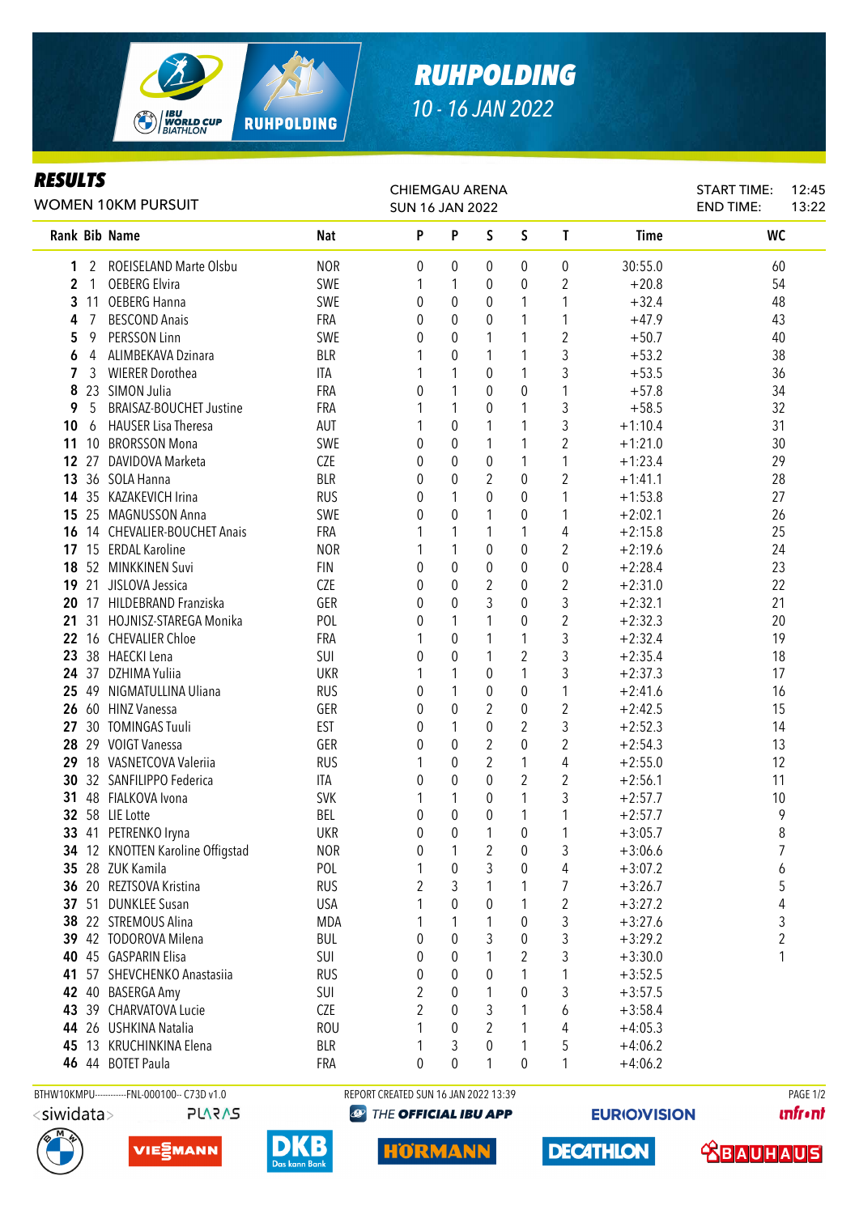# RUHPOLDING

10 - 16 JAN 2022

## RESULTS

WOMEN 10KM PURSUIT

CHIEMGAU ARENA
SUN 16 JAN 2022

START TIME: 12:45
END TIME: 13:22

| Rank | Bib | Name | Nat | P | P | S | S | T | Time | WC |
|---|---|---|---|---|---|---|---|---|---|---|
| 1 | 2 | ROEISELAND Marte Olsbu | NOR | 0 | 0 | 0 | 0 | 0 | 30:55.0 | 60 |
| 2 | 1 | OEBERG Elvira | SWE | 1 | 1 | 0 | 0 | 2 | +20.8 | 54 |
| 3 | 11 | OEBERG Hanna | SWE | 0 | 0 | 0 | 1 | 1 | +32.4 | 48 |
| 4 | 7 | BESCOND Anais | FRA | 0 | 0 | 0 | 1 | 1 | +47.9 | 43 |
| 5 | 9 | PERSSON Linn | SWE | 0 | 0 | 1 | 1 | 2 | +50.7 | 40 |
| 6 | 4 | ALIMBEKAVA Dzinara | BLR | 1 | 0 | 1 | 1 | 3 | +53.2 | 38 |
| 7 | 3 | WIERER Dorothea | ITA | 1 | 1 | 0 | 1 | 3 | +53.5 | 36 |
| 8 | 23 | SIMON Julia | FRA | 0 | 1 | 0 | 0 | 1 | +57.8 | 34 |
| 9 | 5 | BRAISAZ-BOUCHET Justine | FRA | 1 | 1 | 0 | 1 | 3 | +58.5 | 32 |
| 10 | 6 | HAUSER Lisa Theresa | AUT | 1 | 0 | 1 | 1 | 3 | +1:10.4 | 31 |
| 11 | 10 | BRORSSON Mona | SWE | 0 | 0 | 1 | 1 | 2 | +1:21.0 | 30 |
| 12 | 27 | DAVIDOVA Marketa | CZE | 0 | 0 | 0 | 1 | 1 | +1:23.4 | 29 |
| 13 | 36 | SOLA Hanna | BLR | 0 | 0 | 2 | 0 | 2 | +1:41.1 | 28 |
| 14 | 35 | KAZAKEVICH Irina | RUS | 0 | 1 | 0 | 0 | 1 | +1:53.8 | 27 |
| 15 | 25 | MAGNUSSON Anna | SWE | 0 | 0 | 1 | 0 | 1 | +2:02.1 | 26 |
| 16 | 14 | CHEVALIER-BOUCHET Anais | FRA | 1 | 1 | 1 | 1 | 4 | +2:15.8 | 25 |
| 17 | 15 | ERDAL Karoline | NOR | 1 | 1 | 0 | 0 | 2 | +2:19.6 | 24 |
| 18 | 52 | MINKKINEN Suvi | FIN | 0 | 0 | 0 | 0 | 0 | +2:28.4 | 23 |
| 19 | 21 | JISLOVA Jessica | CZE | 0 | 0 | 2 | 0 | 2 | +2:31.0 | 22 |
| 20 | 17 | HILDEBRAND Franziska | GER | 0 | 0 | 3 | 0 | 3 | +2:32.1 | 21 |
| 21 | 31 | HOJNISZ-STAREGA Monika | POL | 0 | 1 | 1 | 0 | 2 | +2:32.3 | 20 |
| 22 | 16 | CHEVALIER Chloe | FRA | 1 | 0 | 1 | 1 | 3 | +2:32.4 | 19 |
| 23 | 38 | HAECKI Lena | SUI | 0 | 0 | 1 | 2 | 3 | +2:35.4 | 18 |
| 24 | 37 | DZHIMA Yuliia | UKR | 1 | 1 | 0 | 1 | 3 | +2:37.3 | 17 |
| 25 | 49 | NIGMATULLINA Uliana | RUS | 0 | 1 | 0 | 0 | 1 | +2:41.6 | 16 |
| 26 | 60 | HINZ Vanessa | GER | 0 | 0 | 2 | 0 | 2 | +2:42.5 | 15 |
| 27 | 30 | TOMINGAS Tuuli | EST | 0 | 1 | 0 | 2 | 3 | +2:52.3 | 14 |
| 28 | 29 | VOIGT Vanessa | GER | 0 | 0 | 2 | 0 | 2 | +2:54.3 | 13 |
| 29 | 18 | VASNETCOVA Valeriia | RUS | 1 | 0 | 2 | 1 | 4 | +2:55.0 | 12 |
| 30 | 32 | SANFILIPPO Federica | ITA | 0 | 0 | 0 | 2 | 2 | +2:56.1 | 11 |
| 31 | 48 | FIALKOVA Ivona | SVK | 1 | 1 | 0 | 1 | 3 | +2:57.7 | 10 |
| 32 | 58 | LIE Lotte | BEL | 0 | 0 | 0 | 1 | 1 | +2:57.7 | 9 |
| 33 | 41 | PETRENKO Iryna | UKR | 0 | 0 | 1 | 0 | 1 | +3:05.7 | 8 |
| 34 | 12 | KNOTTEN Karoline Offigstad | NOR | 0 | 1 | 2 | 0 | 3 | +3:06.6 | 7 |
| 35 | 28 | ZUK Kamila | POL | 1 | 0 | 3 | 0 | 4 | +3:07.2 | 6 |
| 36 | 20 | REZTSOVA Kristina | RUS | 2 | 3 | 1 | 1 | 7 | +3:26.7 | 5 |
| 37 | 51 | DUNKLEE Susan | USA | 1 | 0 | 0 | 1 | 2 | +3:27.2 | 4 |
| 38 | 22 | STREMOUS Alina | MDA | 1 | 1 | 1 | 0 | 3 | +3:27.6 | 3 |
| 39 | 42 | TODOROVA Milena | BUL | 0 | 0 | 3 | 0 | 3 | +3:29.2 | 2 |
| 40 | 45 | GASPARIN Elisa | SUI | 0 | 0 | 1 | 2 | 3 | +3:30.0 | 1 |
| 41 | 57 | SHEVCHENKO Anastasiia | RUS | 0 | 0 | 0 | 1 | 1 | +3:52.5 | |
| 42 | 40 | BASERGA Amy | SUI | 2 | 0 | 1 | 0 | 3 | +3:57.5 | |
| 43 | 39 | CHARVATOVA Lucie | CZE | 2 | 0 | 3 | 1 | 6 | +3:58.4 | |
| 44 | 26 | USHKINA Natalia | ROU | 1 | 0 | 2 | 1 | 4 | +4:05.3 | |
| 45 | 13 | KRUCHINKINA Elena | BLR | 1 | 3 | 0 | 1 | 5 | +4:06.2 | |
| 46 | 44 | BOTET Paula | FRA | 0 | 0 | 1 | 0 | 1 | +4:06.2 | |

BTHW10KMPU-----------FNL-000100-- C73D v1.0

REPORT CREATED SUN 16 JAN 2022 13:39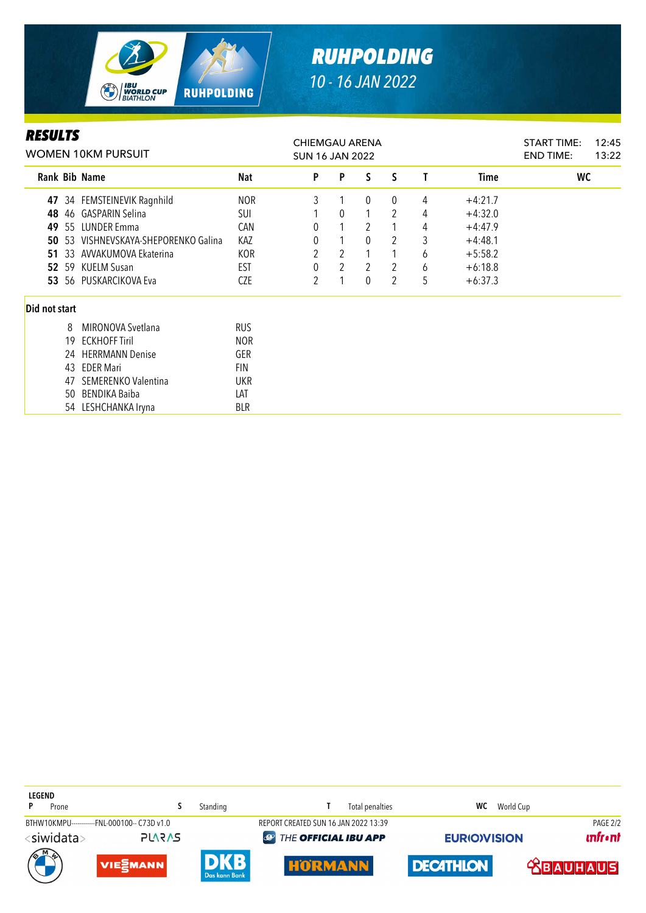# RUHPOLDING

10 - 16 JAN 2022

## RESULTS

WOMEN 10KM PURSUIT

CHIEMGAU ARENA
SUN 16 JAN 2022

START TIME: 12:45
END TIME: 13:22

| Rank | Bib | Name | Nat | P | P | S | S | T | Time | WC |
|---|---|---|---|---|---|---|---|---|---|---|
| **47** | 34 | FEMSTEINEVIK Ragnhild | NOR | 3 | 1 | 0 | 0 | 4 | +4:21.7 | |
| **48** | 46 | GASPARIN Selina | SUI | 1 | 0 | 1 | 2 | 4 | +4:32.0 | |
| **49** | 55 | LUNDER Emma | CAN | 0 | 1 | 2 | 1 | 4 | +4:47.9 | |
| **50** | 53 | VISHNEVSKAYA-SHEPORENKO Galina | KAZ | 0 | 1 | 0 | 2 | 3 | +4:48.1 | |
| **51** | 33 | AVVAKUMOVA Ekaterina | KOR | 2 | 2 | 1 | 1 | 6 | +5:58.2 | |
| **52** | 59 | KUELM Susan | EST | 0 | 2 | 2 | 2 | 6 | +6:18.8 | |
| **53** | 56 | PUSKARCIKOVA Eva | CZE | 2 | 1 | 0 | 2 | 5 | +6:37.3 | |

### Did not start

| Bib | Name | Nat |
|---|---|---|
| 8 | MIRONOVA Svetlana | RUS |
| 19 | ECKHOFF Tiril | NOR |
| 24 | HERRMANN Denise | GER |
| 43 | EDER Mari | FIN |
| 47 | SEMERENKO Valentina | UKR |
| 50 | BENDIKA Baiba | LAT |
| 54 | LESHCHANKA Iryna | BLR |

**LEGEND**

P Prone | S Standing | T Total penalties | WC World Cup

BTHW10KMPU-----------FNL-000100-- C73D v1.0 | REPORT CREATED SUN 16 JAN 2022 13:39